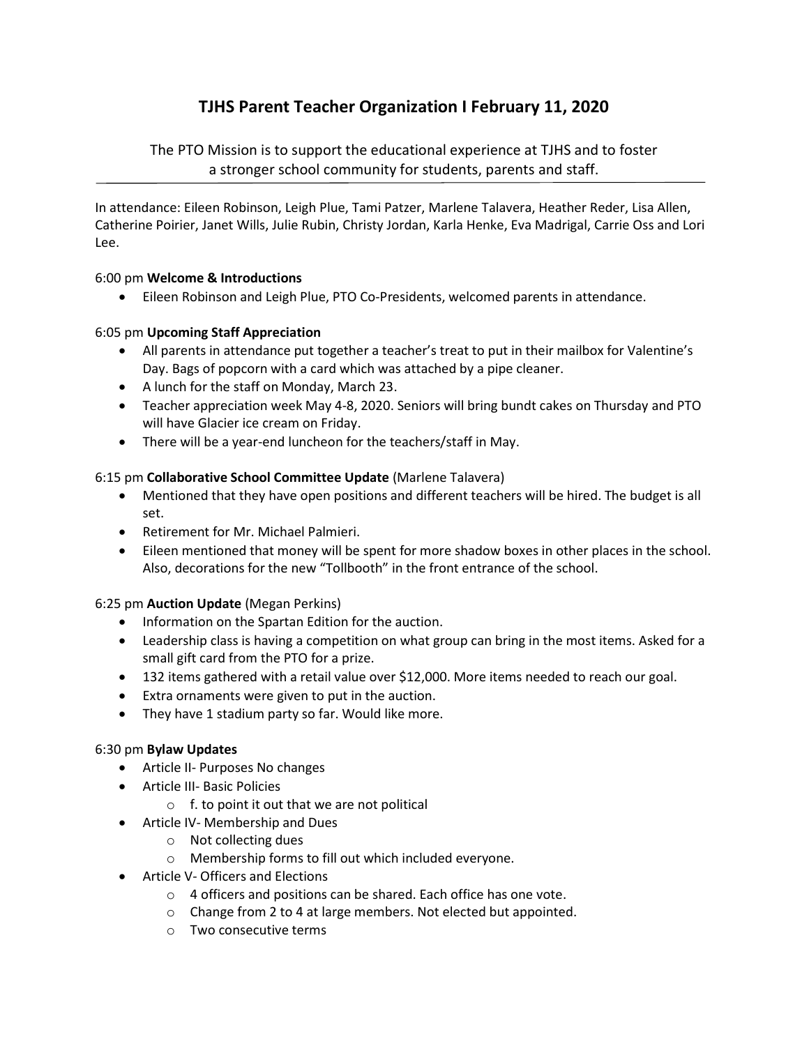# TJHS Parent Teacher Organization I February 11, 2020

The PTO Mission is to support the educational experience at TJHS and to foster a stronger school community for students, parents and staff.

In attendance: Eileen Robinson, Leigh Plue, Tami Patzer, Marlene Talavera, Heather Reder, Lisa Allen, Catherine Poirier, Janet Wills, Julie Rubin, Christy Jordan, Karla Henke, Eva Madrigal, Carrie Oss and Lori Lee.

6:00 pm **Welcome & Introductions**

- Eileen Robinson and Leigh Plue, PTO Co-Presidents, welcomed parents in attendance.

6:05 pm **Upcoming Staff Appreciation**

- All parents in attendance put together a teacher's treat to put in their mailbox for Valentine's Day. Bags of popcorn with a card which was attached by a pipe cleaner.
- A lunch for the staff on Monday, March 23.
- Teacher appreciation week May 4-8, 2020. Seniors will bring bundt cakes on Thursday and PTO will have Glacier ice cream on Friday.
- There will be a year-end luncheon for the teachers/staff in May.

6:15 pm **Collaborative School Committee Update** (Marlene Talavera)

- Mentioned that they have open positions and different teachers will be hired. The budget is all set.
- Retirement for Mr. Michael Palmieri.
- Eileen mentioned that money will be spent for more shadow boxes in other places in the school. Also, decorations for the new "Tollbooth" in the front entrance of the school.

6:25 pm **Auction Update** (Megan Perkins)

- Information on the Spartan Edition for the auction.
- Leadership class is having a competition on what group can bring in the most items. Asked for a small gift card from the PTO for a prize.
- 132 items gathered with a retail value over $12,000. More items needed to reach our goal.
- Extra ornaments were given to put in the auction.
- They have 1 stadium party so far. Would like more.

6:30 pm **Bylaw Updates**

- Article II- Purposes No changes
- Article III- Basic Policies
  - f. to point it out that we are not political
- Article IV- Membership and Dues
  - Not collecting dues
  - Membership forms to fill out which included everyone.
- Article V- Officers and Elections
  - 4 officers and positions can be shared. Each office has one vote.
  - Change from 2 to 4 at large members. Not elected but appointed.
  - Two consecutive terms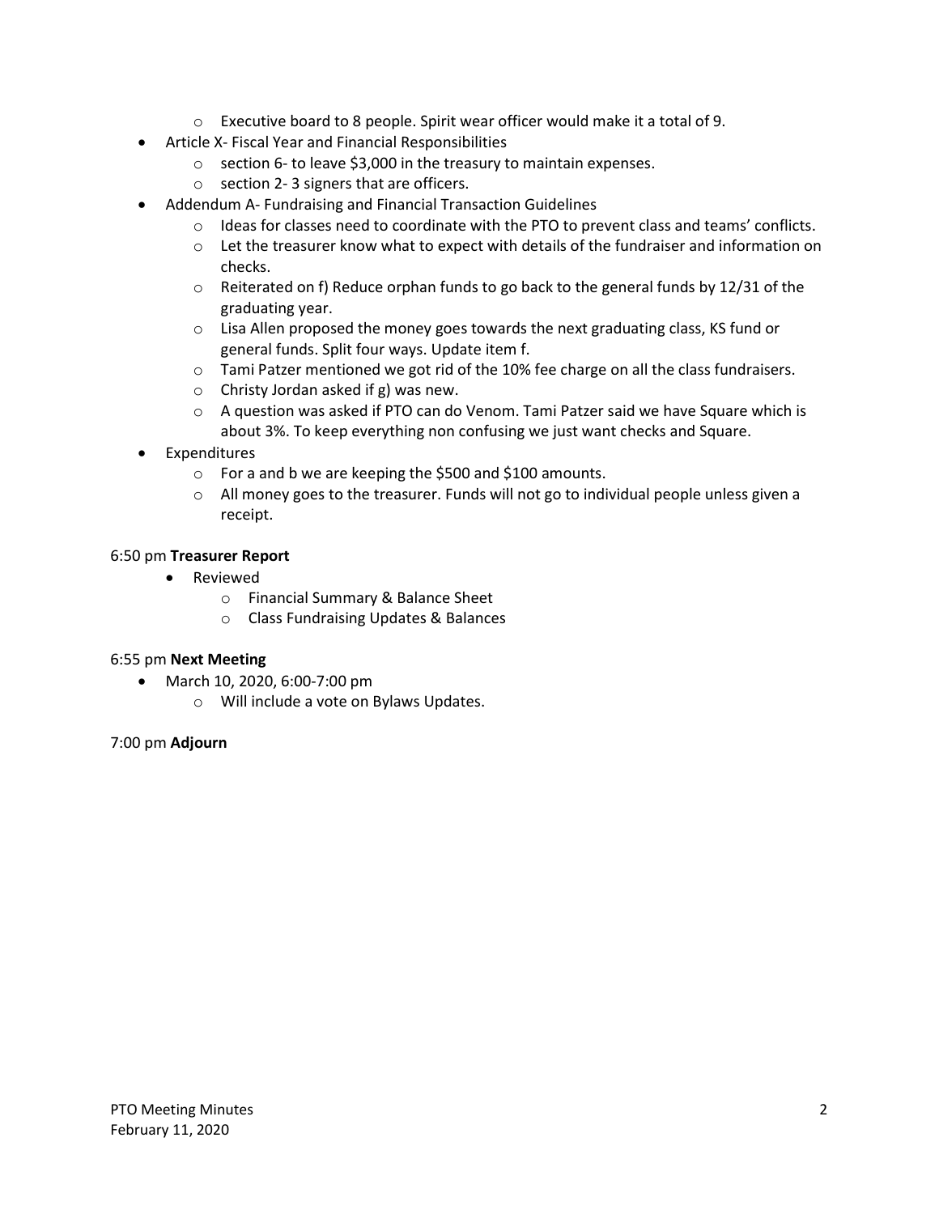- Executive board to 8 people. Spirit wear officer would make it a total of 9.
- Article X- Fiscal Year and Financial Responsibilities
  - section 6- to leave $3,000 in the treasury to maintain expenses.
  - section 2- 3 signers that are officers.
- Addendum A- Fundraising and Financial Transaction Guidelines
  - Ideas for classes need to coordinate with the PTO to prevent class and teams' conflicts.
  - Let the treasurer know what to expect with details of the fundraiser and information on checks.
  - Reiterated on f) Reduce orphan funds to go back to the general funds by 12/31 of the graduating year.
  - Lisa Allen proposed the money goes towards the next graduating class, KS fund or general funds. Split four ways. Update item f.
  - Tami Patzer mentioned we got rid of the 10% fee charge on all the class fundraisers.
  - Christy Jordan asked if g) was new.
  - A question was asked if PTO can do Venom. Tami Patzer said we have Square which is about 3%. To keep everything non confusing we just want checks and Square.
- Expenditures
  - For a and b we are keeping the $500 and $100 amounts.
  - All money goes to the treasurer. Funds will not go to individual people unless given a receipt.

6:50 pm **Treasurer Report**

- Reviewed
  - Financial Summary & Balance Sheet
  - Class Fundraising Updates & Balances

6:55 pm **Next Meeting**

- March 10, 2020, 6:00-7:00 pm
  - Will include a vote on Bylaws Updates.

7:00 pm **Adjourn**